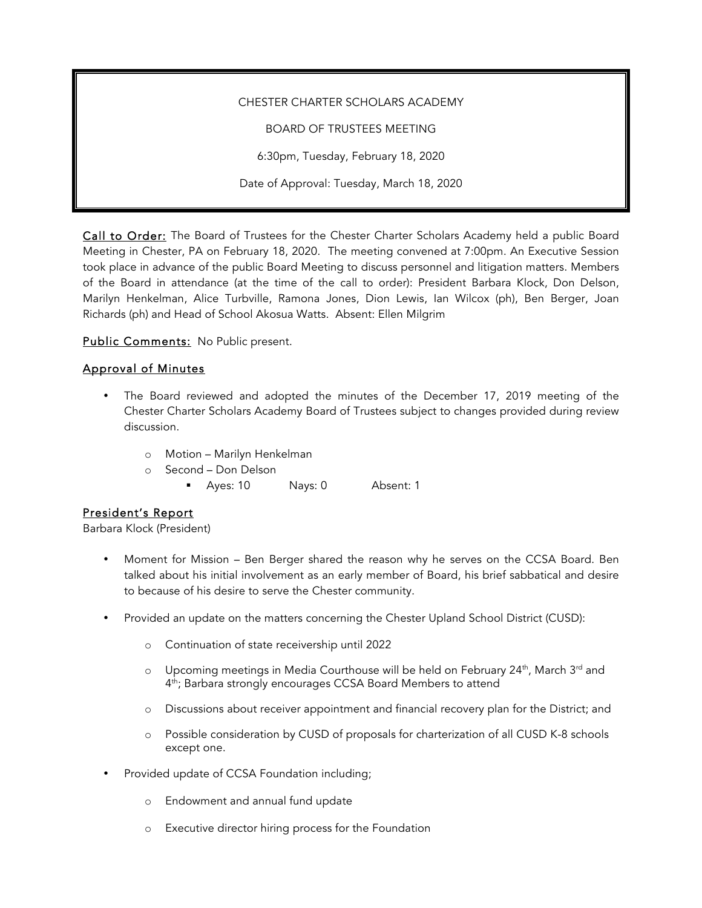CHESTER CHARTER SCHOLARS ACADEMY

BOARD OF TRUSTEES MEETING

6:30pm, Tuesday, February 18, 2020

Date of Approval: Tuesday, March 18, 2020

Call to Order: The Board of Trustees for the Chester Charter Scholars Academy held a public Board Meeting in Chester, PA on February 18, 2020. The meeting convened at 7:00pm. An Executive Session took place in advance of the public Board Meeting to discuss personnel and litigation matters. Members of the Board in attendance (at the time of the call to order): President Barbara Klock, Don Delson, Marilyn Henkelman, Alice Turbville, Ramona Jones, Dion Lewis, Ian Wilcox (ph), Ben Berger, Joan Richards (ph) and Head of School Akosua Watts. Absent: Ellen Milgrim

Public Comments: No Public present.

## Approval of Minutes

- The Board reviewed and adopted the minutes of the December 17, 2019 meeting of the Chester Charter Scholars Academy Board of Trustees subject to changes provided during review discussion.
  - Motion – Marilyn Henkelman
  - Second – Don Delson
    - Ayes: 10 Nays: 0 Absent: 1

## President's Report

Barbara Klock (President)

- Moment for Mission – Ben Berger shared the reason why he serves on the CCSA Board. Ben talked about his initial involvement as an early member of Board, his brief sabbatical and desire to because of his desire to serve the Chester community.
- Provided an update on the matters concerning the Chester Upland School District (CUSD):
  - Continuation of state receivership until 2022
  - Upcoming meetings in Media Courthouse will be held on February 24th, March 3rd and 4th; Barbara strongly encourages CCSA Board Members to attend
  - Discussions about receiver appointment and financial recovery plan for the District; and
  - Possible consideration by CUSD of proposals for charterization of all CUSD K-8 schools except one.
- Provided update of CCSA Foundation including;
  - Endowment and annual fund update
  - Executive director hiring process for the Foundation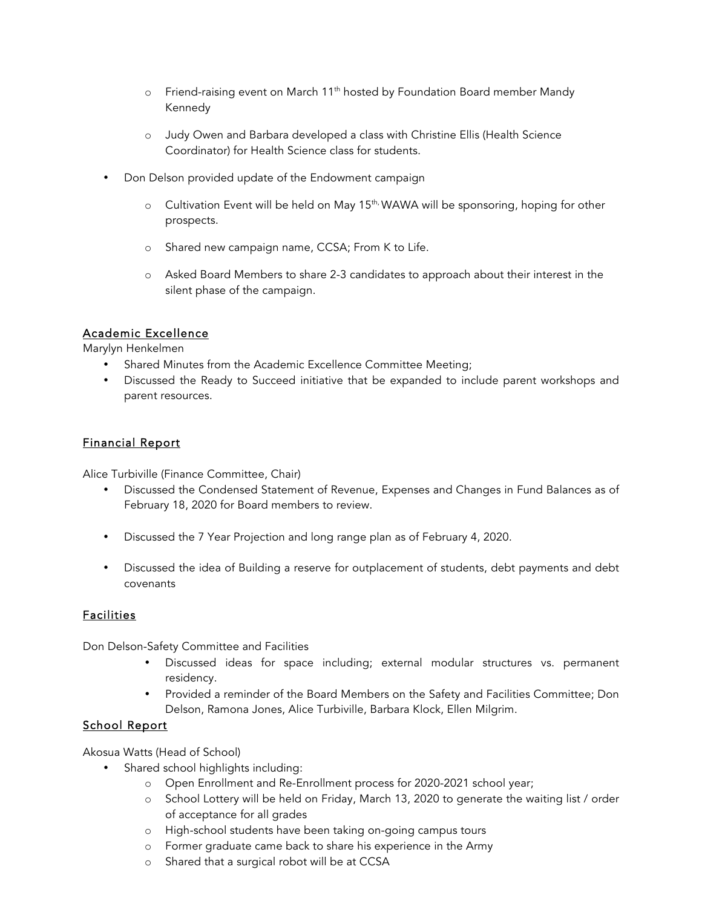- Friend-raising event on March 11th hosted by Foundation Board member Mandy Kennedy
  - Judy Owen and Barbara developed a class with Christine Ellis (Health Science Coordinator) for Health Science class for students.
- Don Delson provided update of the Endowment campaign
  - Cultivation Event will be held on May 15th, WAWA will be sponsoring, hoping for other prospects.
  - Shared new campaign name, CCSA; From K to Life.
  - Asked Board Members to share 2-3 candidates to approach about their interest in the silent phase of the campaign.

## Academic Excellence

Marylyn Henkelmen

- Shared Minutes from the Academic Excellence Committee Meeting;
- Discussed the Ready to Succeed initiative that be expanded to include parent workshops and parent resources.

## Financial Report

Alice Turbiville (Finance Committee, Chair)

- Discussed the Condensed Statement of Revenue, Expenses and Changes in Fund Balances as of February 18, 2020 for Board members to review.
- Discussed the 7 Year Projection and long range plan as of February 4, 2020.
- Discussed the idea of Building a reserve for outplacement of students, debt payments and debt covenants

## Facilities

Don Delson-Safety Committee and Facilities

- Discussed ideas for space including; external modular structures vs. permanent residency.
- Provided a reminder of the Board Members on the Safety and Facilities Committee; Don Delson, Ramona Jones, Alice Turbiville, Barbara Klock, Ellen Milgrim.

## School Report

Akosua Watts (Head of School)

- Shared school highlights including:
  - Open Enrollment and Re-Enrollment process for 2020-2021 school year;
  - School Lottery will be held on Friday, March 13, 2020 to generate the waiting list / order of acceptance for all grades
  - High-school students have been taking on-going campus tours
  - Former graduate came back to share his experience in the Army
  - Shared that a surgical robot will be at CCSA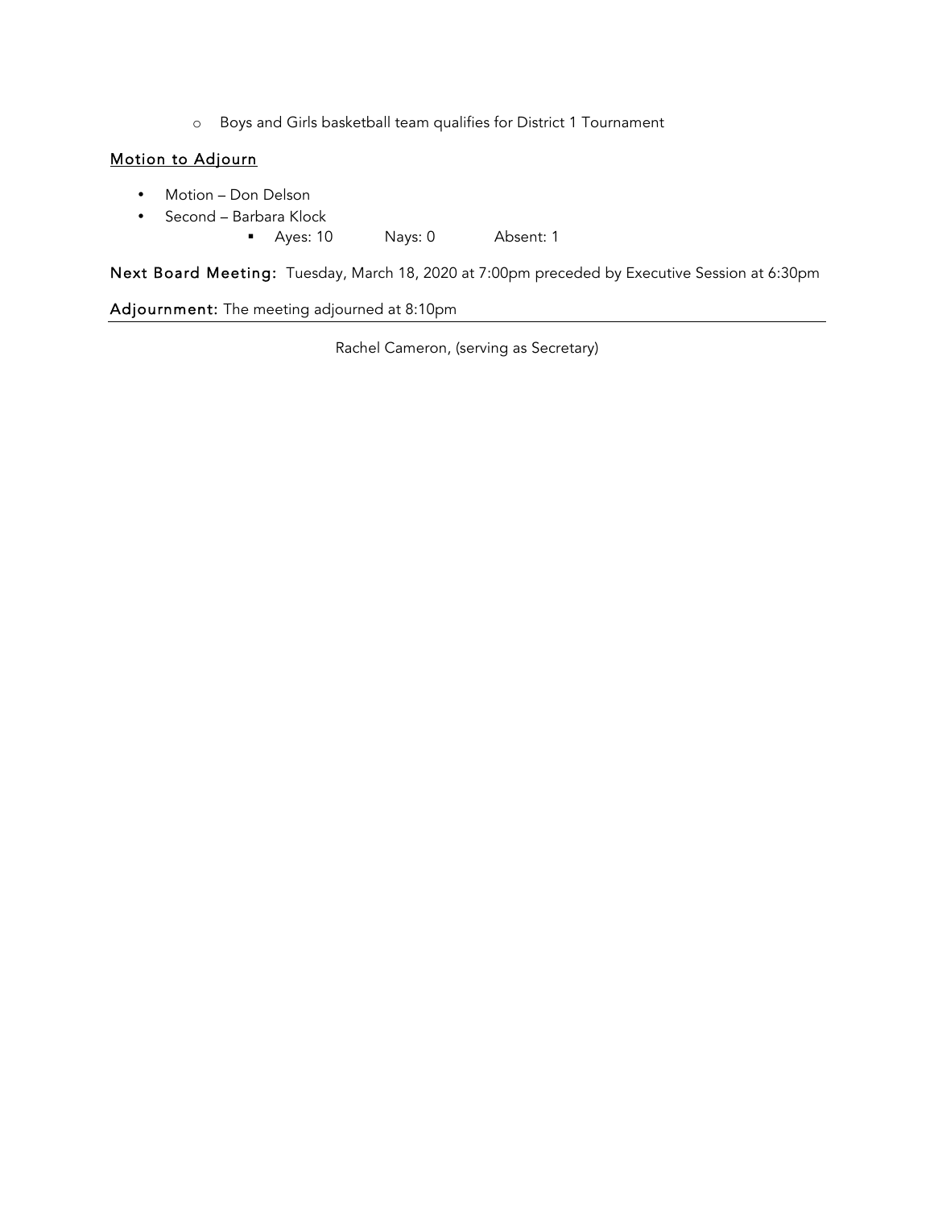- Boys and Girls basketball team qualifies for District 1 Tournament

Motion to Adjourn

- Motion – Don Delson
- Second – Barbara Klock
  - Ayes: 10 Nays: 0 Absent: 1

**Next Board Meeting:** Tuesday, March 18, 2020 at 7:00pm preceded by Executive Session at 6:30pm

**Adjournment:** The meeting adjourned at 8:10pm

Rachel Cameron, (serving as Secretary)